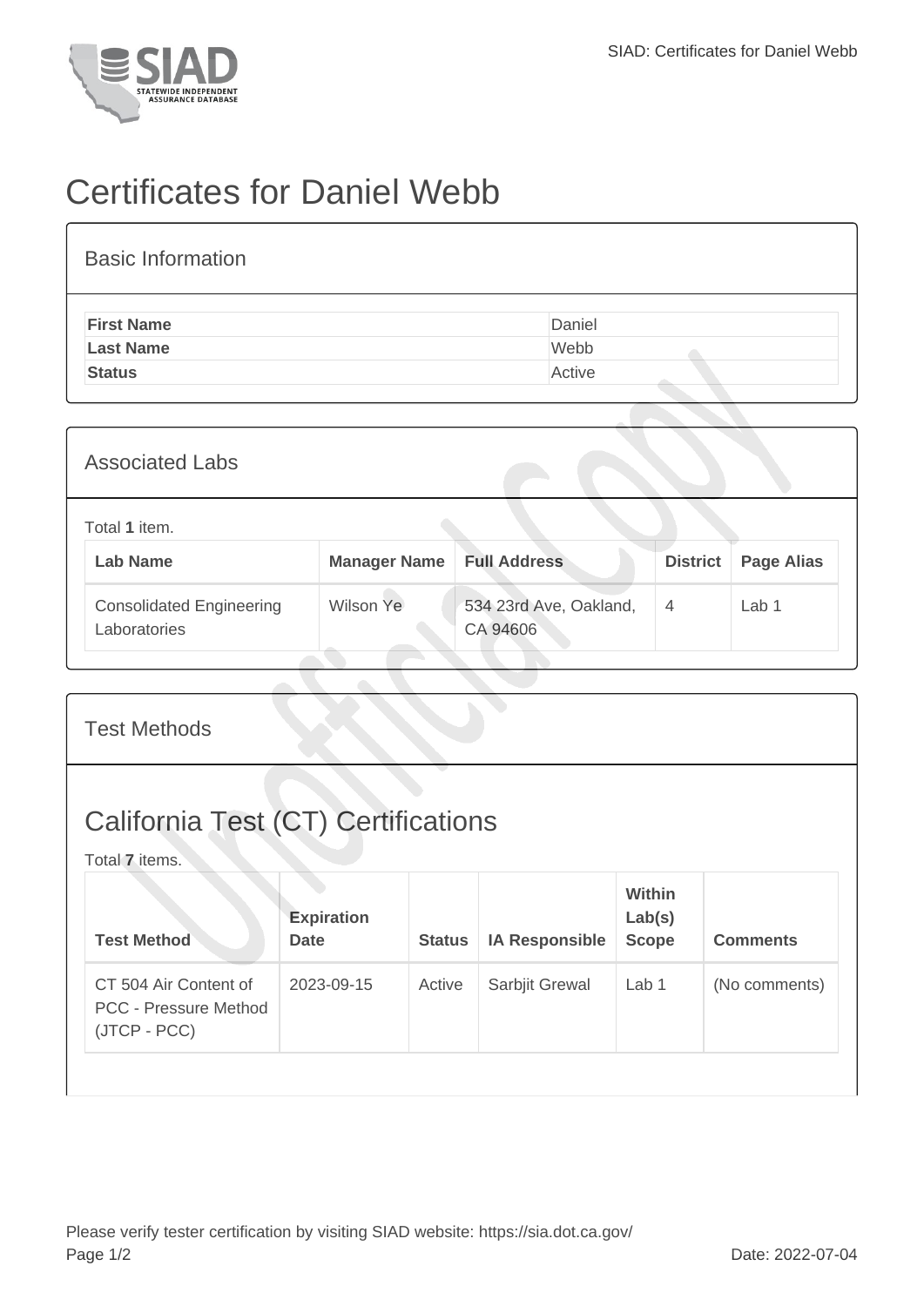# Certificates for Daniel Webb

## Basic Information

| | |
|---|---|
| **First Name** | Daniel |
| **Last Name** | Webb |
| **Status** | Active |

## Associated Labs

Total **1** item.

| Lab Name | Manager Name | Full Address | District | Page Alias |
|---|---|---|---|---|
| Consolidated Engineering Laboratories | Wilson Ye | 534 23rd Ave, Oakland, CA 94606 | 4 | Lab 1 |

## Test Methods

## California Test (CT) Certifications

Total **7** items.

| Test Method | Expiration Date | Status | IA Responsible | Within Lab(s) Scope | Comments |
|---|---|---|---|---|---|
| CT 504 Air Content of PCC - Pressure Method (JTCP - PCC) | 2023-09-15 | Active | Sarbjit Grewal | Lab 1 | (No comments) |

Please verify tester certification by visiting SIAD website: https://sia.dot.ca.gov/

Date: 2022-07-04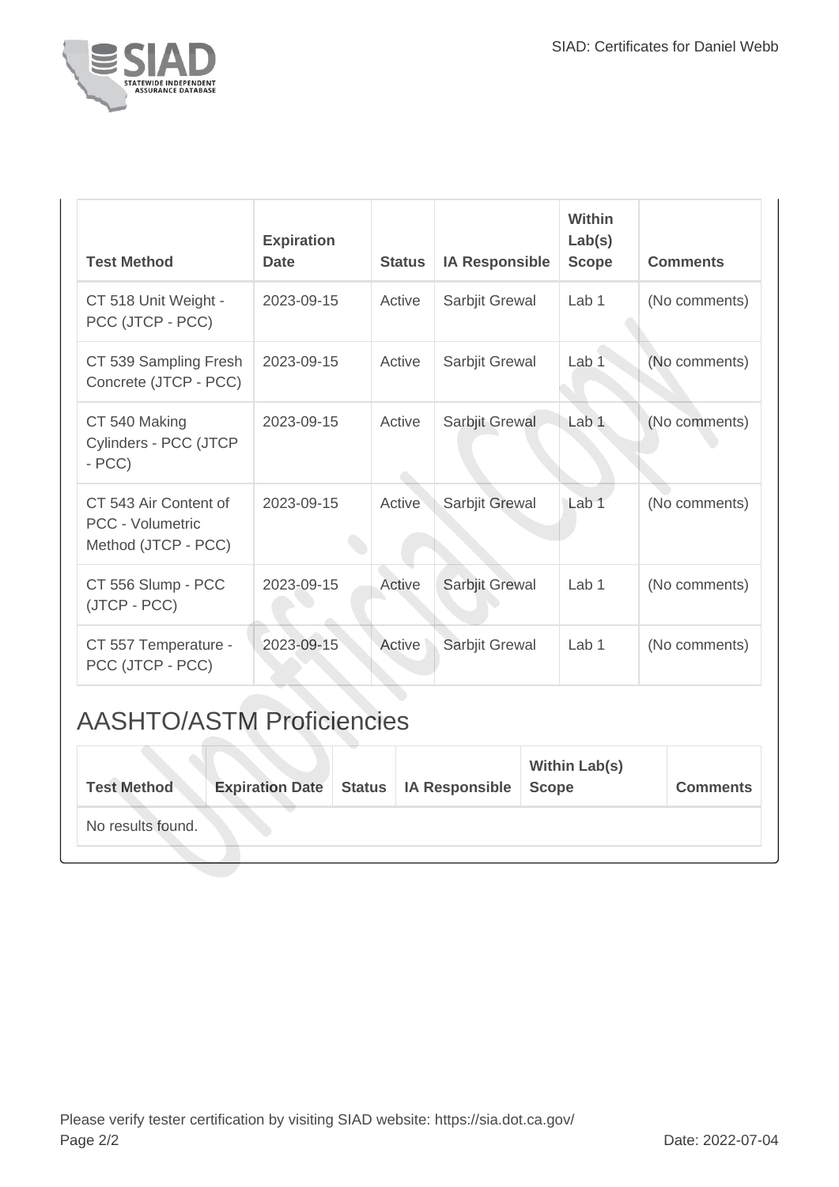| Test Method | Expiration Date | Status | IA Responsible | Within Lab(s) Scope | Comments |
|---|---|---|---|---|---|
| CT 518 Unit Weight - PCC (JTCP - PCC) | 2023-09-15 | Active | Sarbjit Grewal | Lab 1 | (No comments) |
| CT 539 Sampling Fresh Concrete (JTCP - PCC) | 2023-09-15 | Active | Sarbjit Grewal | Lab 1 | (No comments) |
| CT 540 Making Cylinders - PCC (JTCP - PCC) | 2023-09-15 | Active | Sarbjit Grewal | Lab 1 | (No comments) |
| CT 543 Air Content of PCC - Volumetric Method (JTCP - PCC) | 2023-09-15 | Active | Sarbjit Grewal | Lab 1 | (No comments) |
| CT 556 Slump - PCC (JTCP - PCC) | 2023-09-15 | Active | Sarbjit Grewal | Lab 1 | (No comments) |
| CT 557 Temperature - PCC (JTCP - PCC) | 2023-09-15 | Active | Sarbjit Grewal | Lab 1 | (No comments) |

## AASHTO/ASTM Proficiencies

| Test Method | Expiration Date | Status | IA Responsible | Within Lab(s) Scope | Comments |
|---|---|---|---|---|---|
| No results found. | | | | | |

Please verify tester certification by visiting SIAD website: https://sia.dot.ca.gov/

Date: 2022-07-04